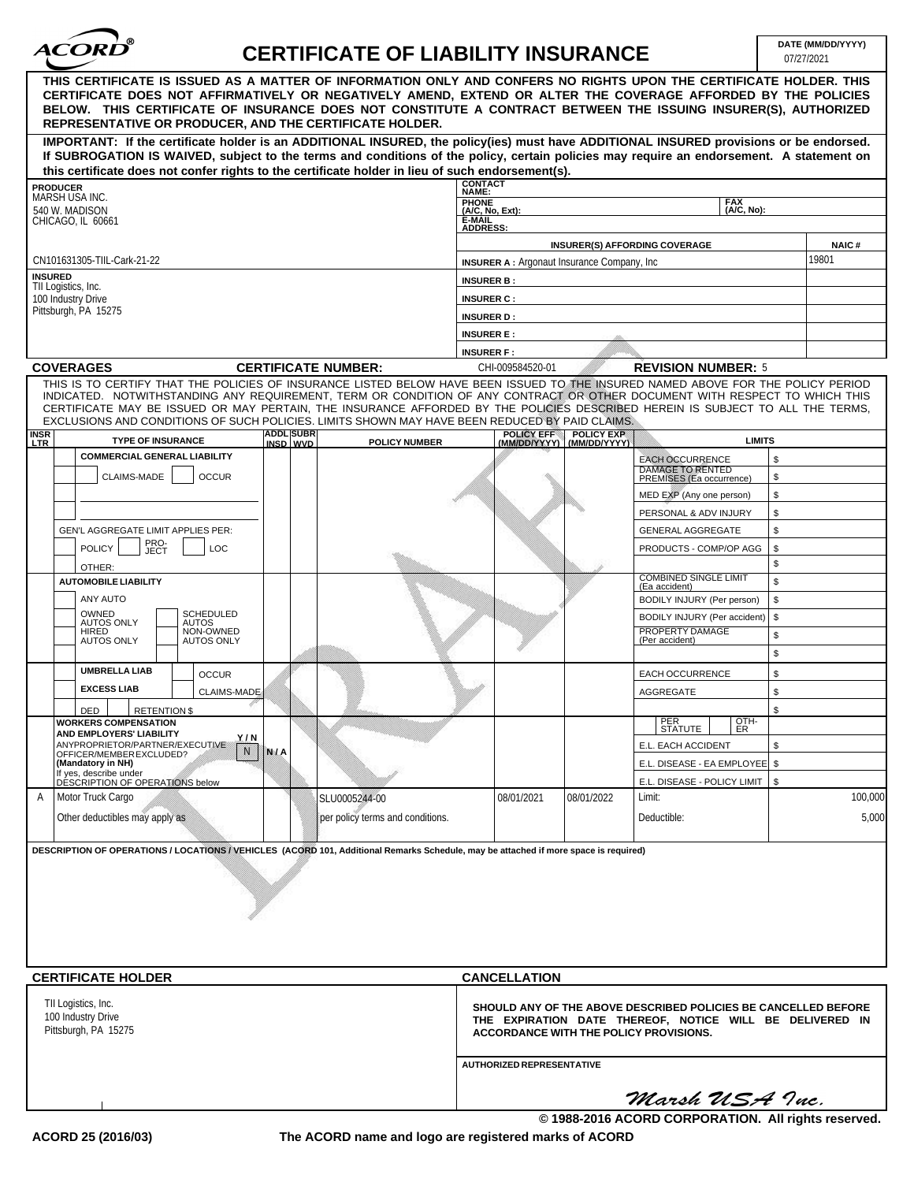# ACORD® CERTIFICATE OF LIABILITY INSURANCE

**DATE (MM/DD/YYYY)** 07/27/2021

**THIS CERTIFICATE IS ISSUED AS A MATTER OF INFORMATION ONLY AND CONFERS NO RIGHTS UPON THE CERTIFICATE HOLDER. THIS CERTIFICATE DOES NOT AFFIRMATIVELY OR NEGATIVELY AMEND, EXTEND OR ALTER THE COVERAGE AFFORDED BY THE POLICIES BELOW. THIS CERTIFICATE OF INSURANCE DOES NOT CONSTITUTE A CONTRACT BETWEEN THE ISSUING INSURER(S), AUTHORIZED REPRESENTATIVE OR PRODUCER, AND THE CERTIFICATE HOLDER.**

**IMPORTANT: If the certificate holder is an ADDITIONAL INSURED, the policy(ies) must have ADDITIONAL INSURED provisions or be endorsed. If SUBROGATION IS WAIVED, subject to the terms and conditions of the policy, certain policies may require an endorsement. A statement on this certificate does not confer rights to the certificate holder in lieu of such endorsement(s).**

| PRODUCER | CONTACT NAME: | | |
|---|---|---|---|
| MARSH USA INC. 540 W. MADISON CHICAGO, IL 60661 | PHONE (A/C, No, Ext): | FAX (A/C, No): | |
| | E-MAIL ADDRESS: | | |
| | INSURER(S) AFFORDING COVERAGE | | NAIC # |
| CN101631305-TIIL-Cark-21-22 | INSURER A : Argonaut Insurance Company, Inc | | 19801 |
| **INSURED** TII Logistics, Inc. 100 Industry Drive Pittsburgh, PA 15275 | INSURER B : | | |
| | INSURER C : | | |
| | INSURER D : | | |
| | INSURER E : | | |
| | INSURER F : | | |

**COVERAGES** **CERTIFICATE NUMBER:** CHI-009584520-01 **REVISION NUMBER:** 5

THIS IS TO CERTIFY THAT THE POLICIES OF INSURANCE LISTED BELOW HAVE BEEN ISSUED TO THE INSURED NAMED ABOVE FOR THE POLICY PERIOD INDICATED. NOTWITHSTANDING ANY REQUIREMENT, TERM OR CONDITION OF ANY CONTRACT OR OTHER DOCUMENT WITH RESPECT TO WHICH THIS CERTIFICATE MAY BE ISSUED OR MAY PERTAIN, THE INSURANCE AFFORDED BY THE POLICIES DESCRIBED HEREIN IS SUBJECT TO ALL THE TERMS, EXCLUSIONS AND CONDITIONS OF SUCH POLICIES. LIMITS SHOWN MAY HAVE BEEN REDUCED BY PAID CLAIMS.

| INSR LTR | TYPE OF INSURANCE | ADDL INSD | SUBR WVD | POLICY NUMBER | POLICY EFF (MM/DD/YYYY) | POLICY EXP (MM/DD/YYYY) | LIMITS | |
|---|---|---|---|---|---|---|---|---|
| | COMMERCIAL GENERAL LIABILITY; CLAIMS-MADE / OCCUR; GEN'L AGGREGATE LIMIT APPLIES PER: POLICY / PRO-JECT / LOC; OTHER: | | | | | | EACH OCCURRENCE | $ |
| | | | | | | | DAMAGE TO RENTED PREMISES (Ea occurrence) | $ |
| | | | | | | | MED EXP (Any one person) | $ |
| | | | | | | | PERSONAL & ADV INJURY | $ |
| | | | | | | | GENERAL AGGREGATE | $ |
| | | | | | | | PRODUCTS - COMP/OP AGG | $ |
| | | | | | | | | $ |
| | AUTOMOBILE LIABILITY; ANY AUTO; OWNED AUTOS ONLY; SCHEDULED AUTOS; HIRED AUTOS ONLY; NON-OWNED AUTOS ONLY | | | | | | COMBINED SINGLE LIMIT (Ea accident) | $ |
| | | | | | | | BODILY INJURY (Per person) | $ |
| | | | | | | | BODILY INJURY (Per accident) | $ |
| | | | | | | | PROPERTY DAMAGE (Per accident) | $ |
| | | | | | | | | $ |
| | UMBRELLA LIAB / OCCUR; EXCESS LIAB / CLAIMS-MADE; DED / RETENTION $ | | | | | | EACH OCCURRENCE | $ |
| | | | | | | | AGGREGATE | $ |
| | | | | | | | | $ |
| | WORKERS COMPENSATION AND EMPLOYERS' LIABILITY Y/N; ANYPROPRIETOR/PARTNER/EXECUTIVE OFFICER/MEMBER EXCLUDED? (Mandatory in NH) N; If yes, describe under DESCRIPTION OF OPERATIONS below | N/A | | | | | PER STATUTE / OTH-ER | |
| | | | | | | | E.L. EACH ACCIDENT | $ |
| | | | | | | | E.L. DISEASE - EA EMPLOYEE | $ |
| | | | | | | | E.L. DISEASE - POLICY LIMIT | $ |
| A | Motor Truck Cargo | | | SLU0005244-00 | 08/01/2021 | 08/01/2022 | Limit: | 100,000 |
| | Other deductibles may apply as | | | per policy terms and conditions. | | | Deductible: | 5,000 |

**DESCRIPTION OF OPERATIONS / LOCATIONS / VEHICLES (ACORD 101, Additional Remarks Schedule, may be attached if more space is required)**

| CERTIFICATE HOLDER | CANCELLATION |
|---|---|
| TII Logistics, Inc. 100 Industry Drive Pittsburgh, PA 15275 | **SHOULD ANY OF THE ABOVE DESCRIBED POLICIES BE CANCELLED BEFORE THE EXPIRATION DATE THEREOF, NOTICE WILL BE DELIVERED IN ACCORDANCE WITH THE POLICY PROVISIONS.** |
| | **AUTHORIZED REPRESENTATIVE** *Marsh USA Inc.* |

© 1988-2016 ACORD CORPORATION. All rights reserved.

ACORD 25 (2016/03) The ACORD name and logo are registered marks of ACORD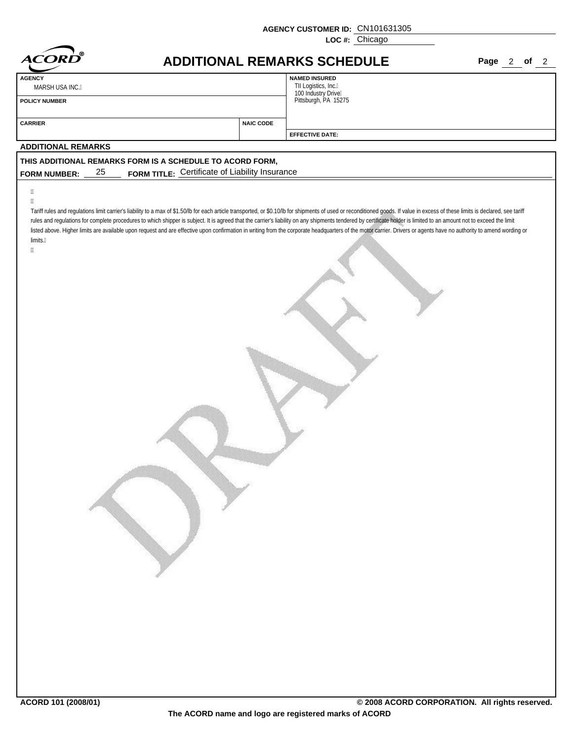AGENCY CUSTOMER ID: CN101631305

LOC #: Chicago

# ADDITIONAL REMARKS SCHEDULE

| | |
|---|---|
| **AGENCY**<br>MARSH USA INC. | **NAMED INSURED**<br>TII Logistics, Inc.<br>100 Industry Drive<br>Pittsburgh, PA 15275 |
| **POLICY NUMBER** | |
| **CARRIER** / **NAIC CODE** | **EFFECTIVE DATE:** |

## ADDITIONAL REMARKS

**THIS ADDITIONAL REMARKS FORM IS A SCHEDULE TO ACORD FORM,**

**FORM NUMBER:** 25 **FORM TITLE:** Certificate of Liability Insurance

Tariff rules and regulations limit carrier's liability to a max of $1.50/lb for each article transported, or $0.10/lb for shipments of used or reconditioned goods. If value in excess of these limits is declared, see tariff rules and regulations for complete procedures to which shipper is subject. It is agreed that the carrier's liability on any shipments tendered by certificate holder is limited to an amount not to exceed the limit listed above. Higher limits are available upon request and are effective upon confirmation in writing from the corporate headquarters of the motor carrier. Drivers or agents have no authority to amend wording or limits.

DRAFT

ACORD 101 (2008/01) © 2008 ACORD CORPORATION. All rights reserved.

The ACORD name and logo are registered marks of ACORD